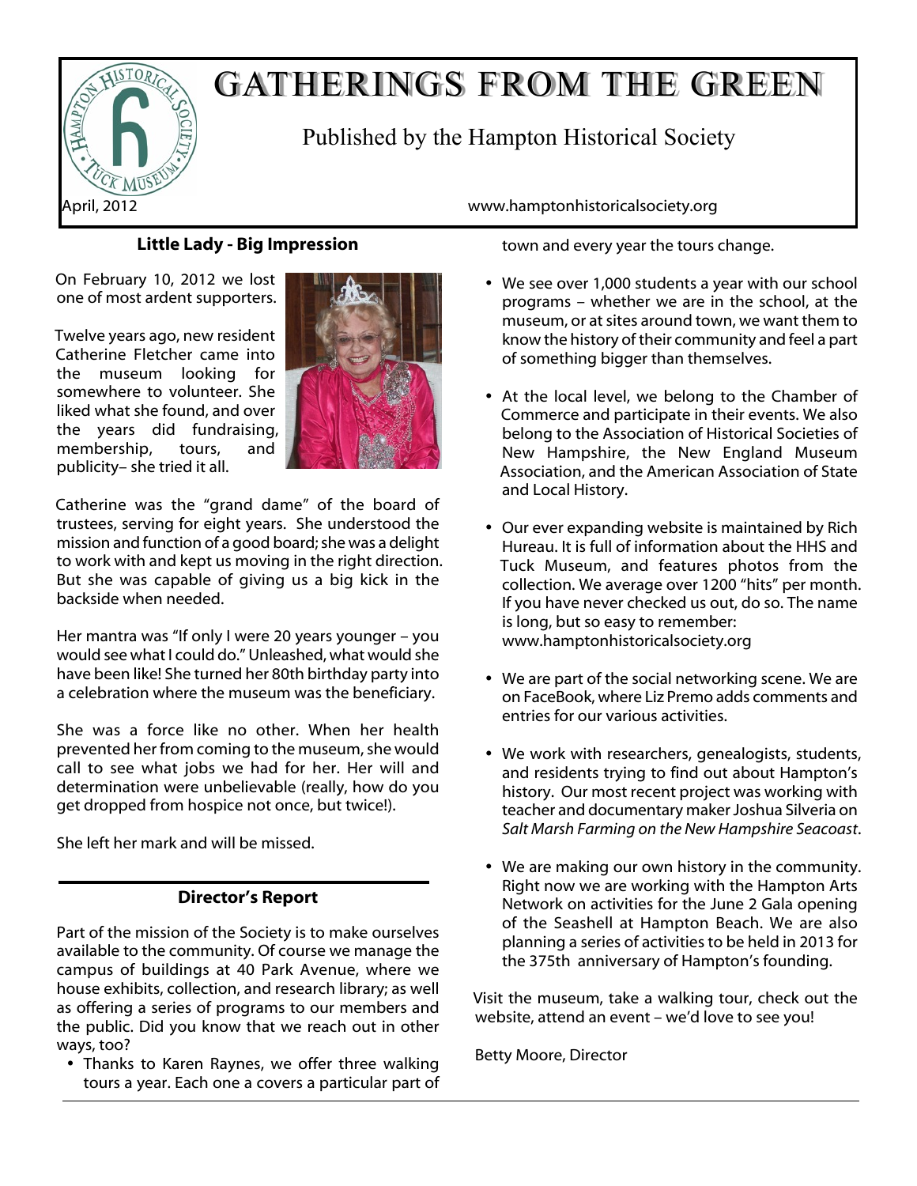# GATHERINGS FROM THE GREEN

Published by the Hampton Historical Society

April, 2012

www.hamptonhistoricalsociety.org

## Little Lady - Big Impression

On February 10, 2012 we lost one of most ardent supporters.

Twelve years ago, new resident Catherine Fletcher came into the museum looking for somewhere to volunteer. She liked what she found, and over the years did fundraising, membership, tours, and publicity– she tried it all.

Catherine was the "grand dame" of the board of trustees, serving for eight years. She understood the mission and function of a good board; she was a delight to work with and kept us moving in the right direction. But she was capable of giving us a big kick in the backside when needed.

Her mantra was "If only I were 20 years younger – you would see what I could do." Unleashed, what would she have been like! She turned her 80th birthday party into a celebration where the museum was the beneficiary.

She was a force like no other. When her health prevented her from coming to the museum, she would call to see what jobs we had for her. Her will and determination were unbelievable (really, how do you get dropped from hospice not once, but twice!).

She left her mark and will be missed.

## Director's Report

Part of the mission of the Society is to make ourselves available to the community. Of course we manage the campus of buildings at 40 Park Avenue, where we house exhibits, collection, and research library; as well as offering a series of programs to our members and the public. Did you know that we reach out in other ways, too?

- Thanks to Karen Raynes, we offer three walking tours a year. Each one a covers a particular part of town and every year the tours change.
- We see over 1,000 students a year with our school programs – whether we are in the school, at the museum, or at sites around town, we want them to know the history of their community and feel a part of something bigger than themselves.
- At the local level, we belong to the Chamber of Commerce and participate in their events. We also belong to the Association of Historical Societies of New Hampshire, the New England Museum Association, and the American Association of State and Local History.
- Our ever expanding website is maintained by Rich Hureau. It is full of information about the HHS and Tuck Museum, and features photos from the collection. We average over 1200 "hits" per month. If you have never checked us out, do so. The name is long, but so easy to remember: www.hamptonhistoricalsociety.org
- We are part of the social networking scene. We are on FaceBook, where Liz Premo adds comments and entries for our various activities.
- We work with researchers, genealogists, students, and residents trying to find out about Hampton's history. Our most recent project was working with teacher and documentary maker Joshua Silveria on *Salt Marsh Farming on the New Hampshire Seacoast*.
- We are making our own history in the community. Right now we are working with the Hampton Arts Network on activities for the June 2 Gala opening of the Seashell at Hampton Beach. We are also planning a series of activities to be held in 2013 for the 375th anniversary of Hampton's founding.

Visit the museum, take a walking tour, check out the website, attend an event – we'd love to see you!

Betty Moore, Director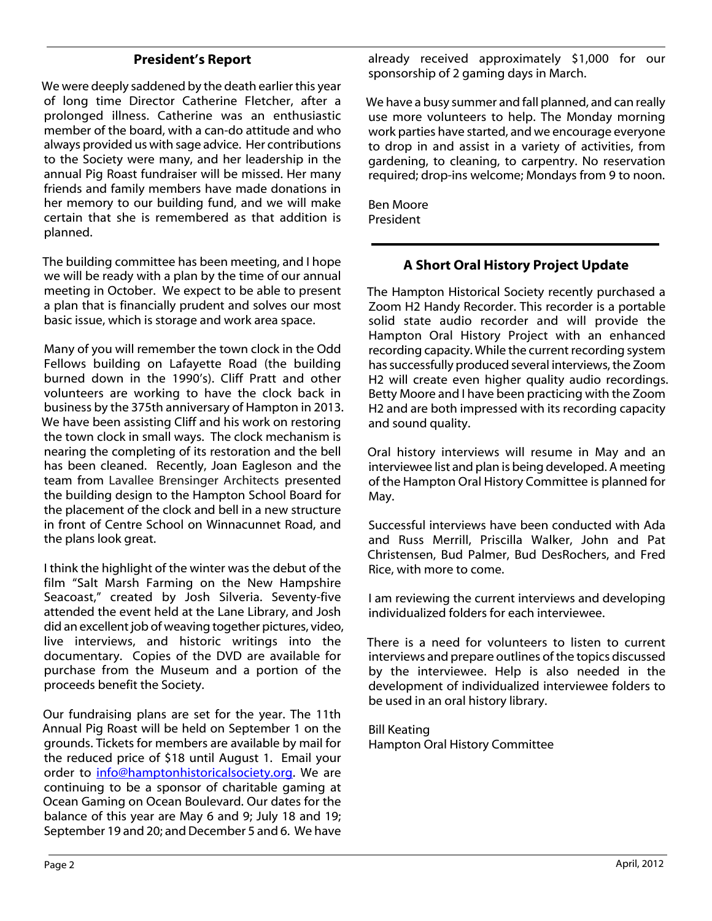## President's Report

We were deeply saddened by the death earlier this year of long time Director Catherine Fletcher, after a prolonged illness. Catherine was an enthusiastic member of the board, with a can-do attitude and who always provided us with sage advice. Her contributions to the Society were many, and her leadership in the annual Pig Roast fundraiser will be missed. Her many friends and family members have made donations in her memory to our building fund, and we will make certain that she is remembered as that addition is planned.

The building committee has been meeting, and I hope we will be ready with a plan by the time of our annual meeting in October. We expect to be able to present a plan that is financially prudent and solves our most basic issue, which is storage and work area space.

Many of you will remember the town clock in the Odd Fellows building on Lafayette Road (the building burned down in the 1990's). Cliff Pratt and other volunteers are working to have the clock back in business by the 375th anniversary of Hampton in 2013. We have been assisting Cliff and his work on restoring the town clock in small ways. The clock mechanism is nearing the completing of its restoration and the bell has been cleaned. Recently, Joan Eagleson and the team from Lavallee Brensinger Architects presented the building design to the Hampton School Board for the placement of the clock and bell in a new structure in front of Centre School on Winnacunnet Road, and the plans look great.

I think the highlight of the winter was the debut of the film "Salt Marsh Farming on the New Hampshire Seacoast," created by Josh Silveria. Seventy-five attended the event held at the Lane Library, and Josh did an excellent job of weaving together pictures, video, live interviews, and historic writings into the documentary. Copies of the DVD are available for purchase from the Museum and a portion of the proceeds benefit the Society.

Our fundraising plans are set for the year. The 11th Annual Pig Roast will be held on September 1 on the grounds. Tickets for members are available by mail for the reduced price of $18 until August 1. Email your order to info@hamptonhistoricalsociety.org. We are continuing to be a sponsor of charitable gaming at Ocean Gaming on Ocean Boulevard. Our dates for the balance of this year are May 6 and 9; July 18 and 19; September 19 and 20; and December 5 and 6. We have already received approximately $1,000 for our sponsorship of 2 gaming days in March.

We have a busy summer and fall planned, and can really use more volunteers to help. The Monday morning work parties have started, and we encourage everyone to drop in and assist in a variety of activities, from gardening, to cleaning, to carpentry. No reservation required; drop-ins welcome; Mondays from 9 to noon.

Ben Moore
President

---

## A Short Oral History Project Update

The Hampton Historical Society recently purchased a Zoom H2 Handy Recorder. This recorder is a portable solid state audio recorder and will provide the Hampton Oral History Project with an enhanced recording capacity. While the current recording system has successfully produced several interviews, the Zoom H2 will create even higher quality audio recordings. Betty Moore and I have been practicing with the Zoom H2 and are both impressed with its recording capacity and sound quality.

Oral history interviews will resume in May and an interviewee list and plan is being developed. A meeting of the Hampton Oral History Committee is planned for May.

Successful interviews have been conducted with Ada and Russ Merrill, Priscilla Walker, John and Pat Christensen, Bud Palmer, Bud DesRochers, and Fred Rice, with more to come.

I am reviewing the current interviews and developing individualized folders for each interviewee.

There is a need for volunteers to listen to current interviews and prepare outlines of the topics discussed by the interviewee. Help is also needed in the development of individualized interviewee folders to be used in an oral history library.

Bill Keating
Hampton Oral History Committee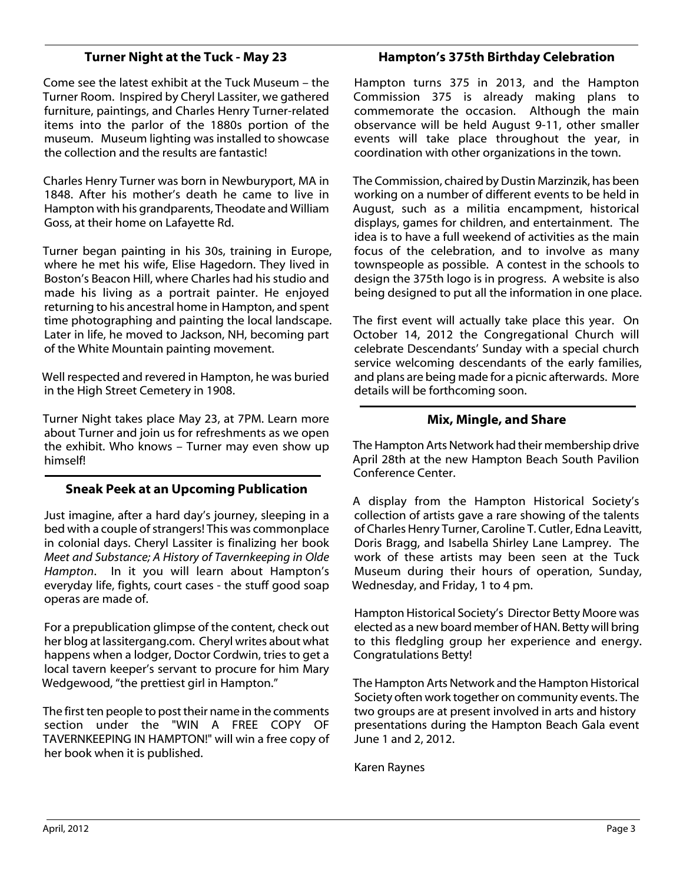## Turner Night at the Tuck - May 23

Come see the latest exhibit at the Tuck Museum – the Turner Room. Inspired by Cheryl Lassiter, we gathered furniture, paintings, and Charles Henry Turner-related items into the parlor of the 1880s portion of the museum. Museum lighting was installed to showcase the collection and the results are fantastic!

Charles Henry Turner was born in Newburyport, MA in 1848. After his mother's death he came to live in Hampton with his grandparents, Theodate and William Goss, at their home on Lafayette Rd.

Turner began painting in his 30s, training in Europe, where he met his wife, Elise Hagedorn. They lived in Boston's Beacon Hill, where Charles had his studio and made his living as a portrait painter. He enjoyed returning to his ancestral home in Hampton, and spent time photographing and painting the local landscape. Later in life, he moved to Jackson, NH, becoming part of the White Mountain painting movement.

Well respected and revered in Hampton, he was buried in the High Street Cemetery in 1908.

Turner Night takes place May 23, at 7PM. Learn more about Turner and join us for refreshments as we open the exhibit. Who knows – Turner may even show up himself!

## Sneak Peek at an Upcoming Publication

Just imagine, after a hard day's journey, sleeping in a bed with a couple of strangers! This was commonplace in colonial days. Cheryl Lassiter is finalizing her book *Meet and Substance; A History of Tavernkeeping in Olde Hampton*. In it you will learn about Hampton's everyday life, fights, court cases - the stuff good soap operas are made of.

For a prepublication glimpse of the content, check out her blog at lassitergang.com. Cheryl writes about what happens when a lodger, Doctor Cordwin, tries to get a local tavern keeper's servant to procure for him Mary Wedgewood, "the prettiest girl in Hampton."

The first ten people to post their name in the comments section under the "WIN A FREE COPY OF TAVERNKEEPING IN HAMPTON!" will win a free copy of her book when it is published.

## Hampton's 375th Birthday Celebration

Hampton turns 375 in 2013, and the Hampton Commission 375 is already making plans to commemorate the occasion. Although the main observance will be held August 9-11, other smaller events will take place throughout the year, in coordination with other organizations in the town.

The Commission, chaired by Dustin Marzinzik, has been working on a number of different events to be held in August, such as a militia encampment, historical displays, games for children, and entertainment. The idea is to have a full weekend of activities as the main focus of the celebration, and to involve as many townspeople as possible. A contest in the schools to design the 375th logo is in progress. A website is also being designed to put all the information in one place.

The first event will actually take place this year. On October 14, 2012 the Congregational Church will celebrate Descendants' Sunday with a special church service welcoming descendants of the early families, and plans are being made for a picnic afterwards. More details will be forthcoming soon.

## Mix, Mingle, and Share

The Hampton Arts Network had their membership drive April 28th at the new Hampton Beach South Pavilion Conference Center.

A display from the Hampton Historical Society's collection of artists gave a rare showing of the talents of Charles Henry Turner, Caroline T. Cutler, Edna Leavitt, Doris Bragg, and Isabella Shirley Lane Lamprey. The work of these artists may been seen at the Tuck Museum during their hours of operation, Sunday, Wednesday, and Friday, 1 to 4 pm.

Hampton Historical Society's Director Betty Moore was elected as a new board member of HAN. Betty will bring to this fledgling group her experience and energy. Congratulations Betty!

The Hampton Arts Network and the Hampton Historical Society often work together on community events. The two groups are at present involved in arts and history presentations during the Hampton Beach Gala event June 1 and 2, 2012.

Karen Raynes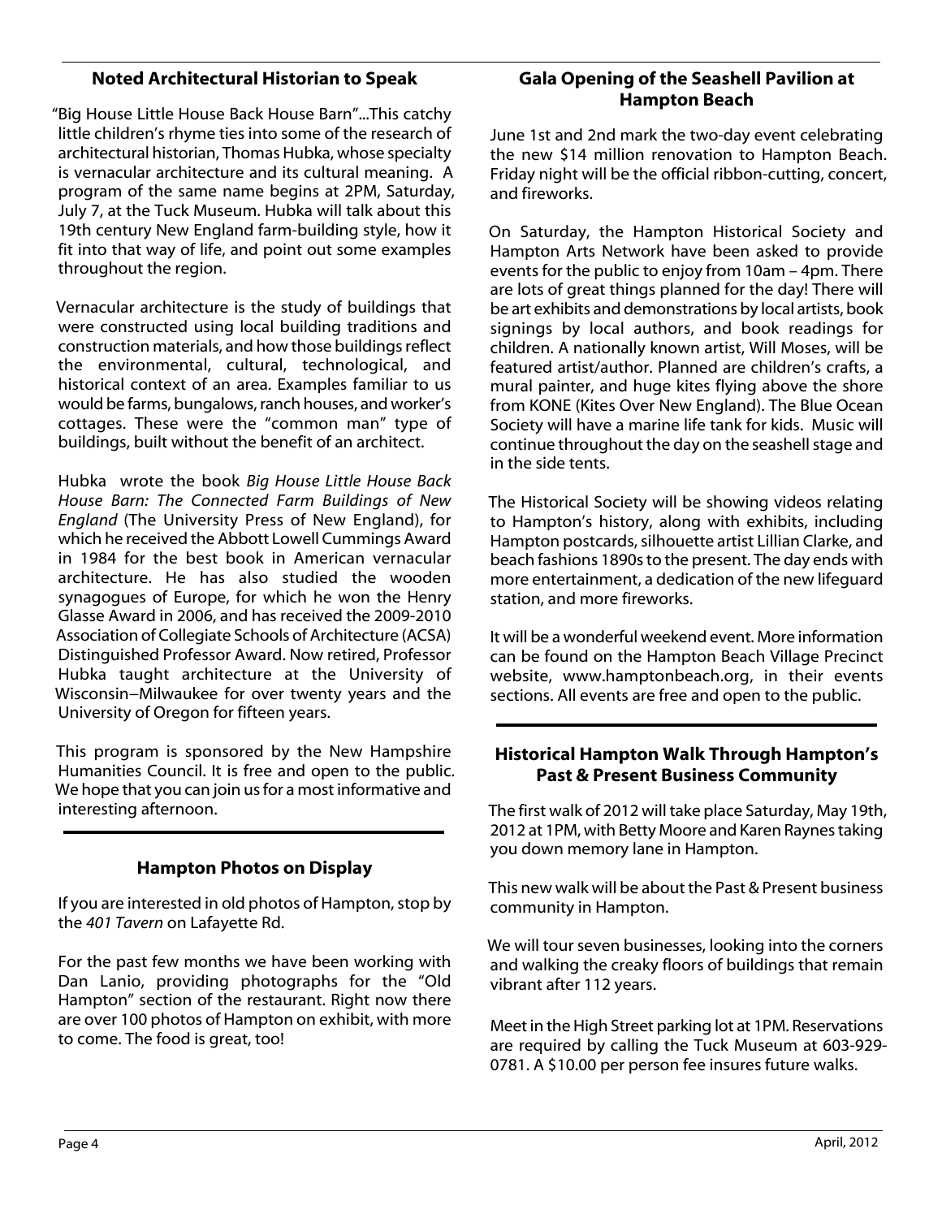## Noted Architectural Historian to Speak

"Big House Little House Back House Barn"...This catchy little children's rhyme ties into some of the research of architectural historian, Thomas Hubka, whose specialty is vernacular architecture and its cultural meaning. A program of the same name begins at 2PM, Saturday, July 7, at the Tuck Museum. Hubka will talk about this 19th century New England farm-building style, how it fit into that way of life, and point out some examples throughout the region.

Vernacular architecture is the study of buildings that were constructed using local building traditions and construction materials, and how those buildings reflect the environmental, cultural, technological, and historical context of an area. Examples familiar to us would be farms, bungalows, ranch houses, and worker's cottages. These were the "common man" type of buildings, built without the benefit of an architect.

Hubka wrote the book *Big House Little House Back House Barn: The Connected Farm Buildings of New England* (The University Press of New England), for which he received the Abbott Lowell Cummings Award in 1984 for the best book in American vernacular architecture. He has also studied the wooden synagogues of Europe, for which he won the Henry Glasse Award in 2006, and has received the 2009-2010 Association of Collegiate Schools of Architecture (ACSA) Distinguished Professor Award. Now retired, Professor Hubka taught architecture at the University of Wisconsin–Milwaukee for over twenty years and the University of Oregon for fifteen years.

This program is sponsored by the New Hampshire Humanities Council. It is free and open to the public. We hope that you can join us for a most informative and interesting afternoon.

## Hampton Photos on Display

If you are interested in old photos of Hampton, stop by the *401 Tavern* on Lafayette Rd.

For the past few months we have been working with Dan Lanio, providing photographs for the "Old Hampton" section of the restaurant. Right now there are over 100 photos of Hampton on exhibit, with more to come. The food is great, too!

## Gala Opening of the Seashell Pavilion at Hampton Beach

June 1st and 2nd mark the two-day event celebrating the new $14 million renovation to Hampton Beach. Friday night will be the official ribbon-cutting, concert, and fireworks.

On Saturday, the Hampton Historical Society and Hampton Arts Network have been asked to provide events for the public to enjoy from 10am – 4pm. There are lots of great things planned for the day! There will be art exhibits and demonstrations by local artists, book signings by local authors, and book readings for children. A nationally known artist, Will Moses, will be featured artist/author. Planned are children's crafts, a mural painter, and huge kites flying above the shore from KONE (Kites Over New England). The Blue Ocean Society will have a marine life tank for kids. Music will continue throughout the day on the seashell stage and in the side tents.

The Historical Society will be showing videos relating to Hampton's history, along with exhibits, including Hampton postcards, silhouette artist Lillian Clarke, and beach fashions 1890s to the present. The day ends with more entertainment, a dedication of the new lifeguard station, and more fireworks.

It will be a wonderful weekend event. More information can be found on the Hampton Beach Village Precinct website, www.hamptonbeach.org, in their events sections. All events are free and open to the public.

## Historical Hampton Walk Through Hampton's Past & Present Business Community

The first walk of 2012 will take place Saturday, May 19th, 2012 at 1PM, with Betty Moore and Karen Raynes taking you down memory lane in Hampton.

This new walk will be about the Past & Present business community in Hampton.

We will tour seven businesses, looking into the corners and walking the creaky floors of buildings that remain vibrant after 112 years.

Meet in the High Street parking lot at 1PM. Reservations are required by calling the Tuck Museum at 603-929-0781. A $10.00 per person fee insures future walks.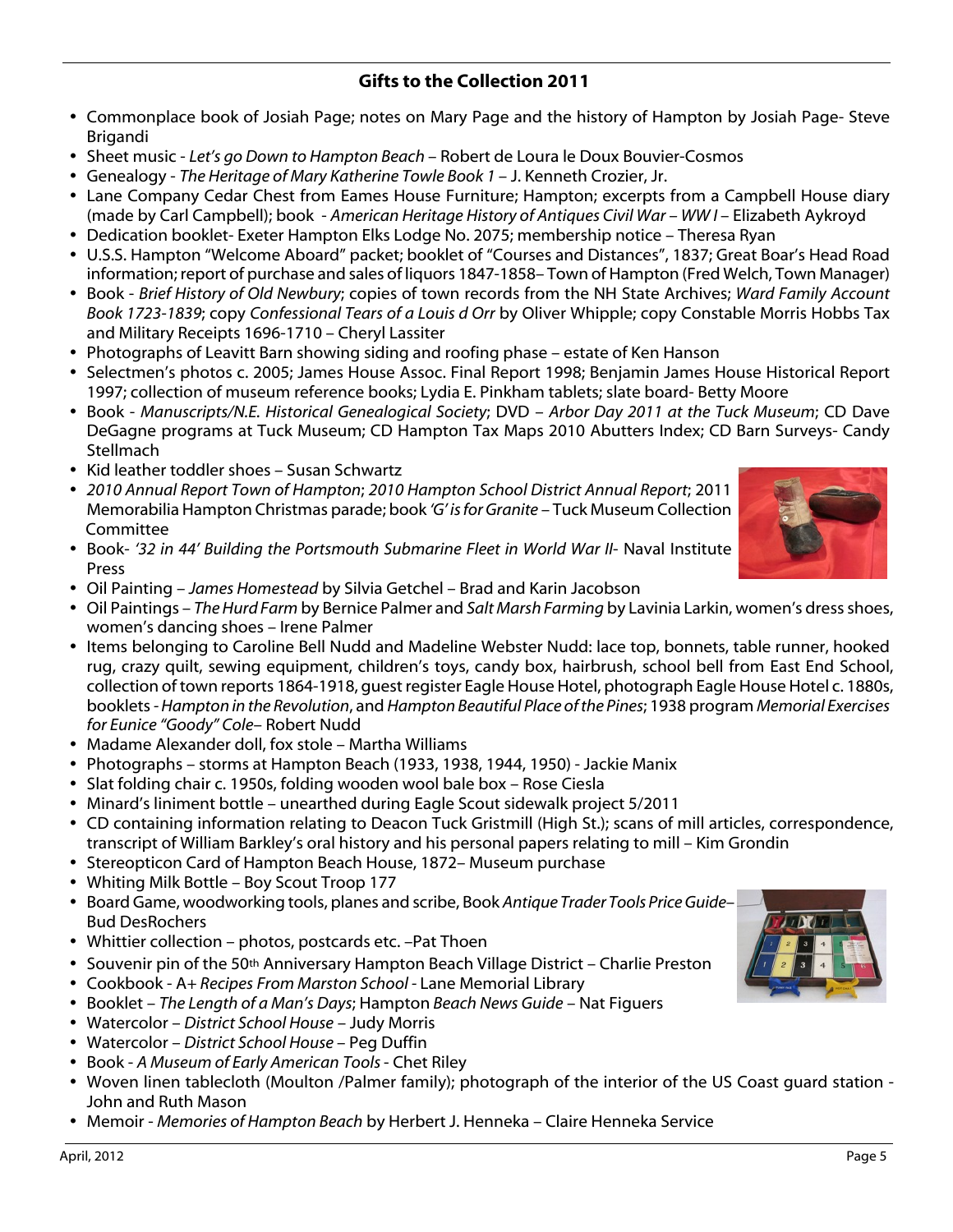## Gifts to the Collection 2011

- Commonplace book of Josiah Page; notes on Mary Page and the history of Hampton by Josiah Page- Steve Brigandi
- Sheet music - *Let's go Down to Hampton Beach* – Robert de Loura le Doux Bouvier-Cosmos
- Genealogy - *The Heritage of Mary Katherine Towle Book 1* – J. Kenneth Crozier, Jr.
- Lane Company Cedar Chest from Eames House Furniture; Hampton; excerpts from a Campbell House diary (made by Carl Campbell); book - *American Heritage History of Antiques Civil War – WW I* – Elizabeth Aykroyd
- Dedication booklet- Exeter Hampton Elks Lodge No. 2075; membership notice – Theresa Ryan
- U.S.S. Hampton "Welcome Aboard" packet; booklet of "Courses and Distances", 1837; Great Boar's Head Road information; report of purchase and sales of liquors 1847-1858– Town of Hampton (Fred Welch, Town Manager)
- Book - *Brief History of Old Newbury*; copies of town records from the NH State Archives; *Ward Family Account Book 1723-1839*; copy *Confessional Tears of a Louis d Orr* by Oliver Whipple; copy Constable Morris Hobbs Tax and Military Receipts 1696-1710 – Cheryl Lassiter
- Photographs of Leavitt Barn showing siding and roofing phase – estate of Ken Hanson
- Selectmen's photos c. 2005; James House Assoc. Final Report 1998; Benjamin James House Historical Report 1997; collection of museum reference books; Lydia E. Pinkham tablets; slate board- Betty Moore
- Book - *Manuscripts/N.E. Historical Genealogical Society*; DVD – *Arbor Day 2011 at the Tuck Museum*; CD Dave DeGagne programs at Tuck Museum; CD Hampton Tax Maps 2010 Abutters Index; CD Barn Surveys- Candy Stellmach
- Kid leather toddler shoes – Susan Schwartz
- *2010 Annual Report Town of Hampton*; *2010 Hampton School District Annual Report*; 2011 Memorabilia Hampton Christmas parade; book *'G' is for Granite* – Tuck Museum Collection Committee
- Book- *'32 in 44' Building the Portsmouth Submarine Fleet in World War II*- Naval Institute Press
- Oil Painting – *James Homestead* by Silvia Getchel – Brad and Karin Jacobson
- Oil Paintings – *The Hurd Farm* by Bernice Palmer and *Salt Marsh Farming* by Lavinia Larkin, women's dress shoes, women's dancing shoes – Irene Palmer
- Items belonging to Caroline Bell Nudd and Madeline Webster Nudd: lace top, bonnets, table runner, hooked rug, crazy quilt, sewing equipment, children's toys, candy box, hairbrush, school bell from East End School, collection of town reports 1864-1918, guest register Eagle House Hotel, photograph Eagle House Hotel c. 1880s, booklets - *Hampton in the Revolution*, and *Hampton Beautiful Place of the Pines*; 1938 program *Memorial Exercises for Eunice "Goody" Cole*– Robert Nudd
- Madame Alexander doll, fox stole – Martha Williams
- Photographs – storms at Hampton Beach (1933, 1938, 1944, 1950) - Jackie Manix
- Slat folding chair c. 1950s, folding wooden wool bale box – Rose Ciesla
- Minard's liniment bottle – unearthed during Eagle Scout sidewalk project 5/2011
- CD containing information relating to Deacon Tuck Gristmill (High St.); scans of mill articles, correspondence, transcript of William Barkley's oral history and his personal papers relating to mill – Kim Grondin
- Stereopticon Card of Hampton Beach House, 1872– Museum purchase
- Whiting Milk Bottle – Boy Scout Troop 177
- Board Game, woodworking tools, planes and scribe, Book *Antique Trader Tools Price Guide*– Bud DesRochers
- Whittier collection – photos, postcards etc. –Pat Thoen
- Souvenir pin of the 50th Anniversary Hampton Beach Village District – Charlie Preston
- Cookbook - A+ *Recipes From Marston School* - Lane Memorial Library
- Booklet – *The Length of a Man's Days*; Hampton *Beach News Guide* – Nat Figuers
- Watercolor – *District School House* – Judy Morris
- Watercolor – *District School House* – Peg Duffin
- Book - *A Museum of Early American Tools* - Chet Riley
- Woven linen tablecloth (Moulton /Palmer family); photograph of the interior of the US Coast guard station - John and Ruth Mason
- Memoir - *Memories of Hampton Beach* by Herbert J. Henneka – Claire Henneka Service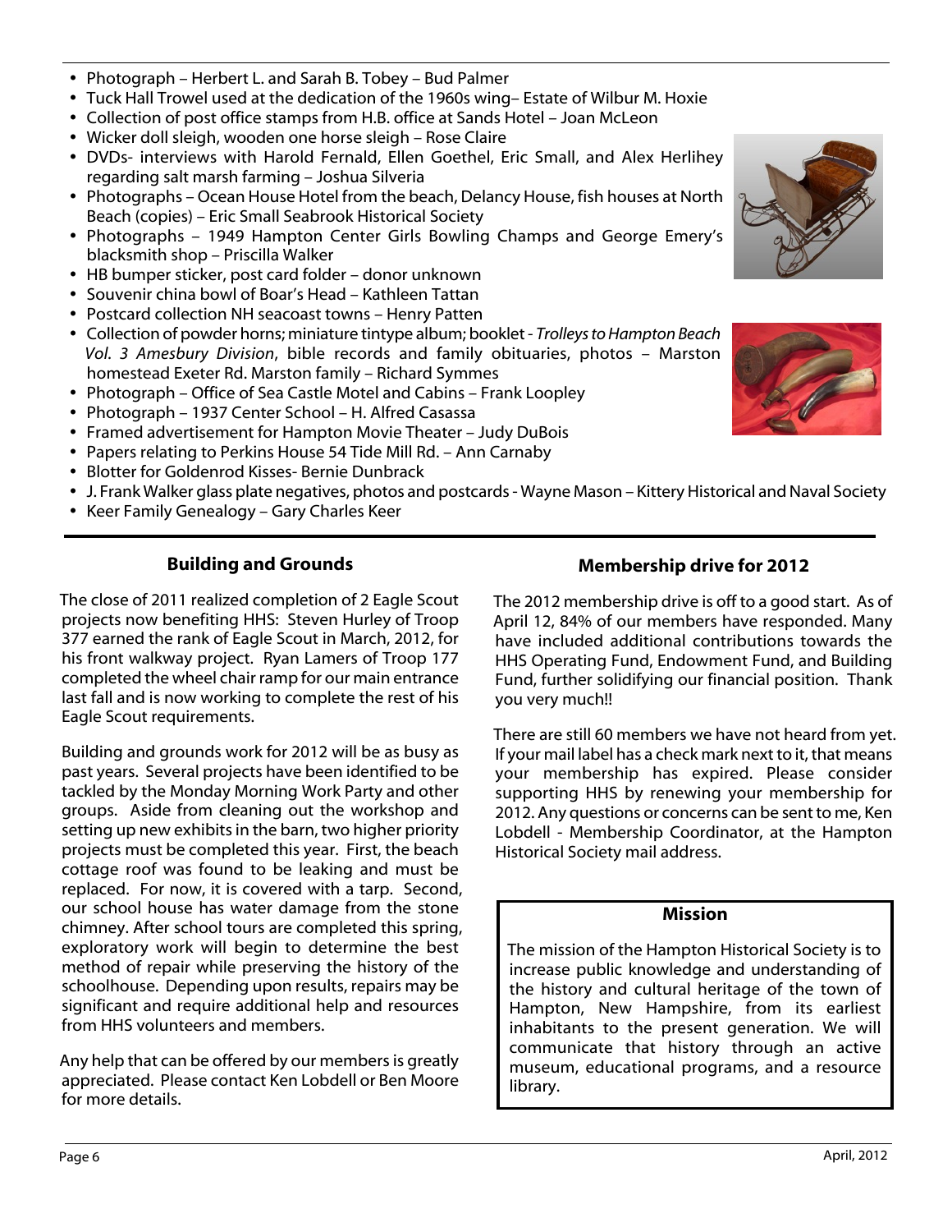- Photograph – Herbert L. and Sarah B. Tobey – Bud Palmer
- Tuck Hall Trowel used at the dedication of the 1960s wing– Estate of Wilbur M. Hoxie
- Collection of post office stamps from H.B. office at Sands Hotel – Joan McLeon
- Wicker doll sleigh, wooden one horse sleigh – Rose Claire
- DVDs- interviews with Harold Fernald, Ellen Goethel, Eric Small, and Alex Herlihey regarding salt marsh farming – Joshua Silveria
- Photographs – Ocean House Hotel from the beach, Delancy House, fish houses at North Beach (copies) – Eric Small Seabrook Historical Society
- Photographs – 1949 Hampton Center Girls Bowling Champs and George Emery's blacksmith shop – Priscilla Walker
- HB bumper sticker, post card folder – donor unknown
- Souvenir china bowl of Boar's Head – Kathleen Tattan
- Postcard collection NH seacoast towns – Henry Patten
- Collection of powder horns; miniature tintype album; booklet - *Trolleys to Hampton Beach Vol. 3 Amesbury Division*, bible records and family obituaries, photos – Marston homestead Exeter Rd. Marston family – Richard Symmes
- Photograph – Office of Sea Castle Motel and Cabins – Frank Loopley
- Photograph – 1937 Center School – H. Alfred Casassa
- Framed advertisement for Hampton Movie Theater – Judy DuBois
- Papers relating to Perkins House 54 Tide Mill Rd. – Ann Carnaby
- Blotter for Goldenrod Kisses- Bernie Dunbrack
- J. Frank Walker glass plate negatives, photos and postcards - Wayne Mason – Kittery Historical and Naval Society
- Keer Family Genealogy – Gary Charles Keer

## Building and Grounds

The close of 2011 realized completion of 2 Eagle Scout projects now benefiting HHS: Steven Hurley of Troop 377 earned the rank of Eagle Scout in March, 2012, for his front walkway project. Ryan Lamers of Troop 177 completed the wheel chair ramp for our main entrance last fall and is now working to complete the rest of his Eagle Scout requirements.

Building and grounds work for 2012 will be as busy as past years. Several projects have been identified to be tackled by the Monday Morning Work Party and other groups. Aside from cleaning out the workshop and setting up new exhibits in the barn, two higher priority projects must be completed this year. First, the beach cottage roof was found to be leaking and must be replaced. For now, it is covered with a tarp. Second, our school house has water damage from the stone chimney. After school tours are completed this spring, exploratory work will begin to determine the best method of repair while preserving the history of the schoolhouse. Depending upon results, repairs may be significant and require additional help and resources from HHS volunteers and members.

Any help that can be offered by our members is greatly appreciated. Please contact Ken Lobdell or Ben Moore for more details.

## Membership drive for 2012

The 2012 membership drive is off to a good start. As of April 12, 84% of our members have responded. Many have included additional contributions towards the HHS Operating Fund, Endowment Fund, and Building Fund, further solidifying our financial position. Thank you very much!!

There are still 60 members we have not heard from yet. If your mail label has a check mark next to it, that means your membership has expired. Please consider supporting HHS by renewing your membership for 2012. Any questions or concerns can be sent to me, Ken Lobdell - Membership Coordinator, at the Hampton Historical Society mail address.

## Mission

The mission of the Hampton Historical Society is to increase public knowledge and understanding of the history and cultural heritage of the town of Hampton, New Hampshire, from its earliest inhabitants to the present generation. We will communicate that history through an active museum, educational programs, and a resource library.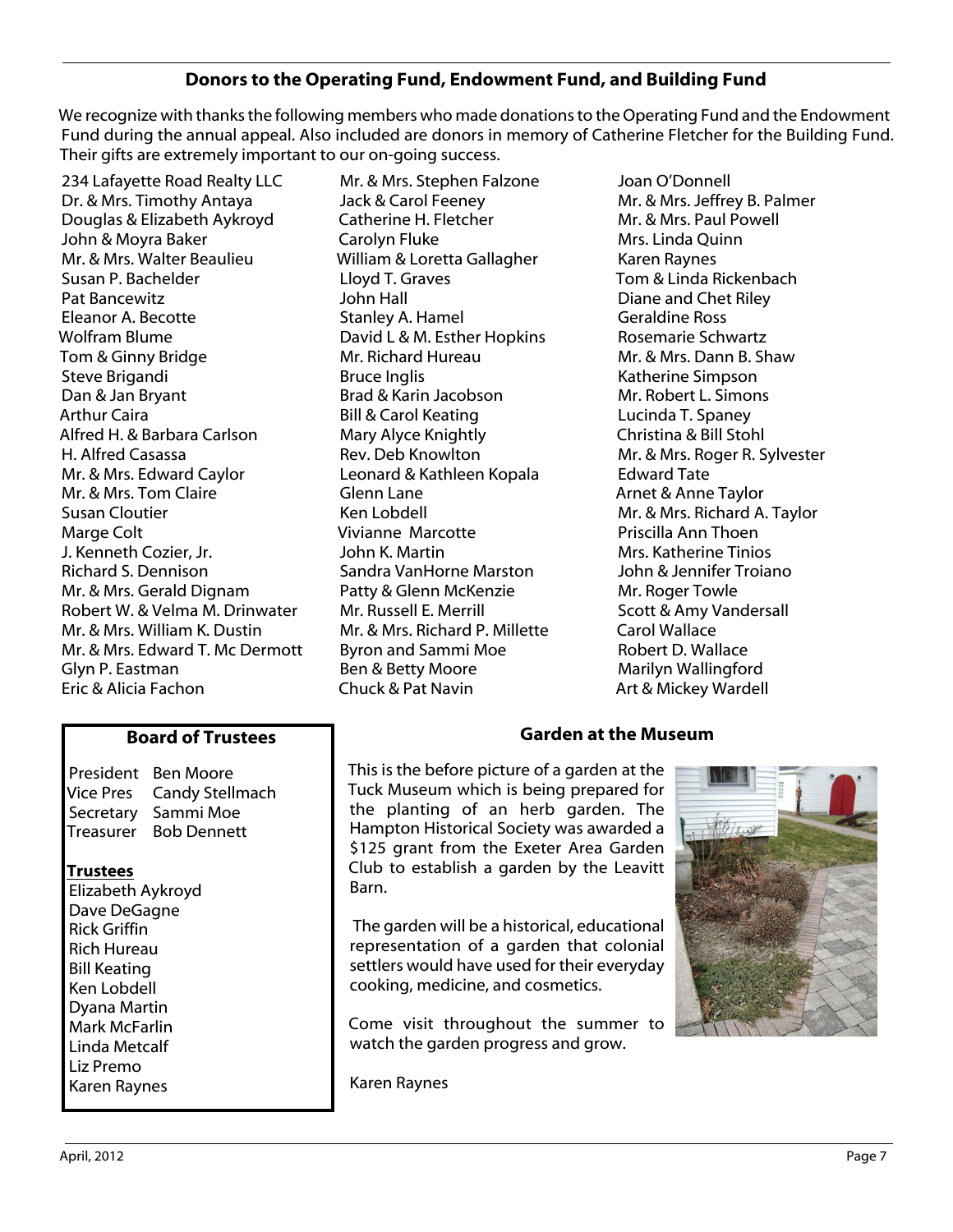## Donors to the Operating Fund, Endowment Fund, and Building Fund

We recognize with thanks the following members who made donations to the Operating Fund and the Endowment Fund during the annual appeal. Also included are donors in memory of Catherine Fletcher for the Building Fund. Their gifts are extremely important to our on-going success.

234 Lafayette Road Realty LLC
Dr. & Mrs. Timothy Antaya
Douglas & Elizabeth Aykroyd
John & Moyra Baker
Mr. & Mrs. Walter Beaulieu
Susan P. Bachelder
Pat Bancewitz
Eleanor A. Becotte
Wolfram Blume
Tom & Ginny Bridge
Steve Brigandi
Dan & Jan Bryant
Arthur Caira
Alfred H. & Barbara Carlson
H. Alfred Casassa
Mr. & Mrs. Edward Caylor
Mr. & Mrs. Tom Claire
Susan Cloutier
Marge Colt
J. Kenneth Cozier, Jr.
Richard S. Dennison
Mr. & Mrs. Gerald Dignam
Robert W. & Velma M. Drinwater
Mr. & Mrs. William K. Dustin
Mr. & Mrs. Edward T. Mc Dermott
Glyn P. Eastman
Eric & Alicia Fachon
Mr. & Mrs. Stephen Falzone
Jack & Carol Feeney
Catherine H. Fletcher
Carolyn Fluke
William & Loretta Gallagher
Lloyd T. Graves
John Hall
Stanley A. Hamel
David L & M. Esther Hopkins
Mr. Richard Hureau
Bruce Inglis
Brad & Karin Jacobson
Bill & Carol Keating
Mary Alyce Knightly
Rev. Deb Knowlton
Leonard & Kathleen Kopala
Glenn Lane
Ken Lobdell
Vivianne Marcotte
John K. Martin
Sandra VanHorne Marston
Patty & Glenn McKenzie
Mr. Russell E. Merrill
Mr. & Mrs. Richard P. Millette
Byron and Sammi Moe
Ben & Betty Moore
Chuck & Pat Navin
Joan O'Donnell
Mr. & Mrs. Jeffrey B. Palmer
Mr. & Mrs. Paul Powell
Mrs. Linda Quinn
Karen Raynes
Tom & Linda Rickenbach
Diane and Chet Riley
Geraldine Ross
Rosemarie Schwartz
Mr. & Mrs. Dann B. Shaw
Katherine Simpson
Mr. Robert L. Simons
Lucinda T. Spaney
Christina & Bill Stohl
Mr. & Mrs. Roger R. Sylvester
Edward Tate
Arnet & Anne Taylor
Mr. & Mrs. Richard A. Taylor
Priscilla Ann Thoen
Mrs. Katherine Tinios
John & Jennifer Troiano
Mr. Roger Towle
Scott & Amy Vandersall
Carol Wallace
Robert D. Wallace
Marilyn Wallingford
Art & Mickey Wardell

### Board of Trustees

| | |
|---|---|
| President | Ben Moore |
| Vice Pres | Candy Stellmach |
| Secretary | Sammi Moe |
| Treasurer | Bob Dennett |

**Trustees**

Elizabeth Aykroyd
Dave DeGagne
Rick Griffin
Rich Hureau
Bill Keating
Ken Lobdell
Dyana Martin
Mark McFarlin
Linda Metcalf
Liz Premo
Karen Raynes

### Garden at the Museum

This is the before picture of a garden at the Tuck Museum which is being prepared for the planting of an herb garden. The Hampton Historical Society was awarded a $125 grant from the Exeter Area Garden Club to establish a garden by the Leavitt Barn.

The garden will be a historical, educational representation of a garden that colonial settlers would have used for their everyday cooking, medicine, and cosmetics.

Come visit throughout the summer to watch the garden progress and grow.

Karen Raynes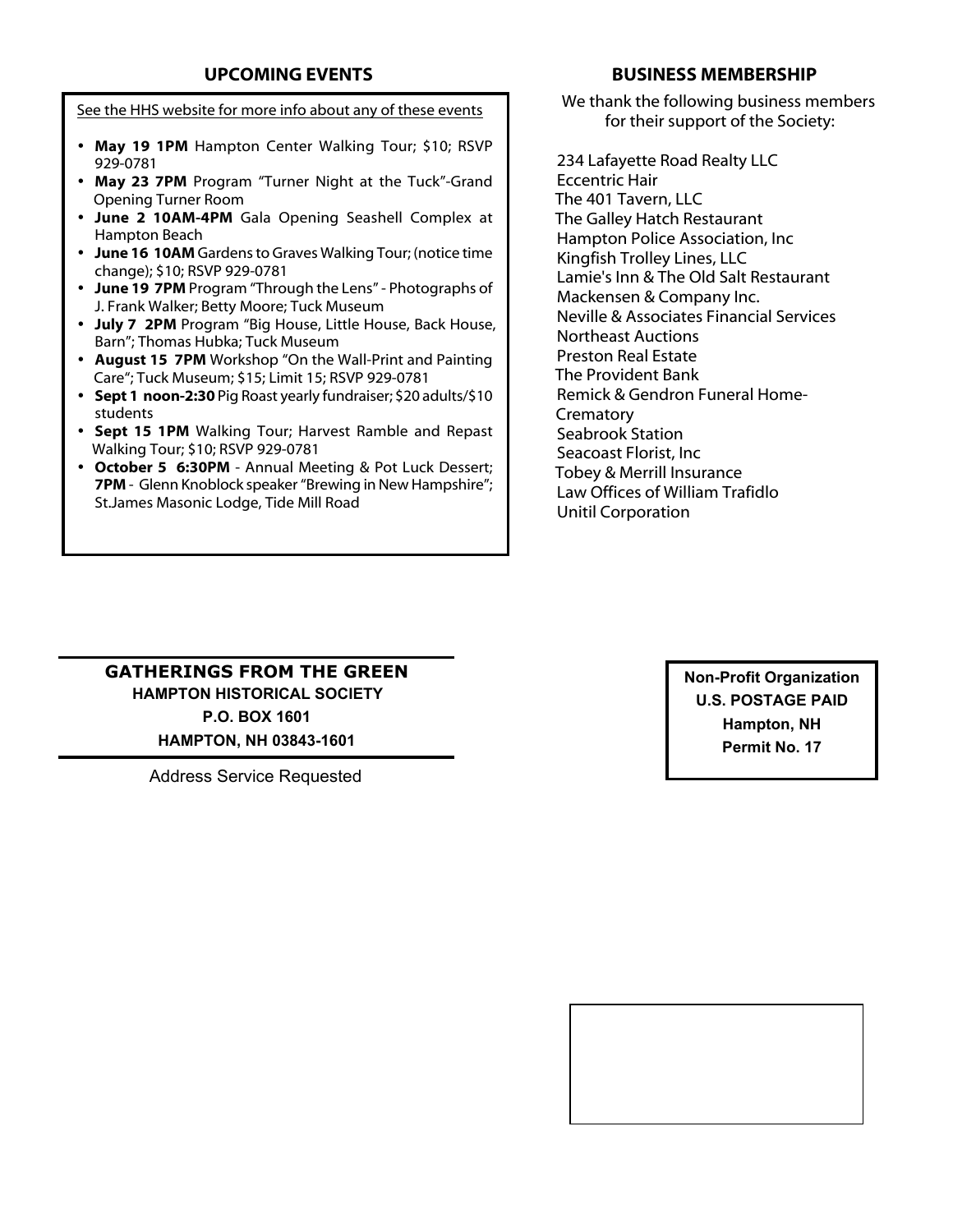## UPCOMING EVENTS

See the HHS website for more info about any of these events

- **May 19 1PM** Hampton Center Walking Tour; $10; RSVP 929-0781
- **May 23 7PM** Program "Turner Night at the Tuck"-Grand Opening Turner Room
- **June 2 10AM-4PM** Gala Opening Seashell Complex at Hampton Beach
- **June 16 10AM** Gardens to Graves Walking Tour; (notice time change); $10; RSVP 929-0781
- **June 19 7PM** Program "Through the Lens" - Photographs of J. Frank Walker; Betty Moore; Tuck Museum
- **July 7 2PM** Program "Big House, Little House, Back House, Barn"; Thomas Hubka; Tuck Museum
- **August 15 7PM** Workshop "On the Wall-Print and Painting Care"; Tuck Museum; $15; Limit 15; RSVP 929-0781
- **Sept 1 noon-2:30** Pig Roast yearly fundraiser; $20 adults/$10 students
- **Sept 15 1PM** Walking Tour; Harvest Ramble and Repast Walking Tour; $10; RSVP 929-0781
- **October 5 6:30PM** - Annual Meeting & Pot Luck Dessert; **7PM** - Glenn Knoblock speaker "Brewing in New Hampshire"; St.James Masonic Lodge, Tide Mill Road

## BUSINESS MEMBERSHIP

We thank the following business members for their support of the Society:

234 Lafayette Road Realty LLC
Eccentric Hair
The 401 Tavern, LLC
The Galley Hatch Restaurant
Hampton Police Association, Inc
Kingfish Trolley Lines, LLC
Lamie's Inn & The Old Salt Restaurant
Mackensen & Company Inc.
Neville & Associates Financial Services
Northeast Auctions
Preston Real Estate
The Provident Bank
Remick & Gendron Funeral Home-Crematory
Seabrook Station
Seacoast Florist, Inc
Tobey & Merrill Insurance
Law Offices of William Trafidlo
Unitil Corporation

**GATHERINGS FROM THE GREEN**
**HAMPTON HISTORICAL SOCIETY**
**P.O. BOX 1601**
**HAMPTON, NH 03843-1601**

Address Service Requested

**Non-Profit Organization**
**U.S. POSTAGE PAID**
**Hampton, NH**
**Permit No. 17**